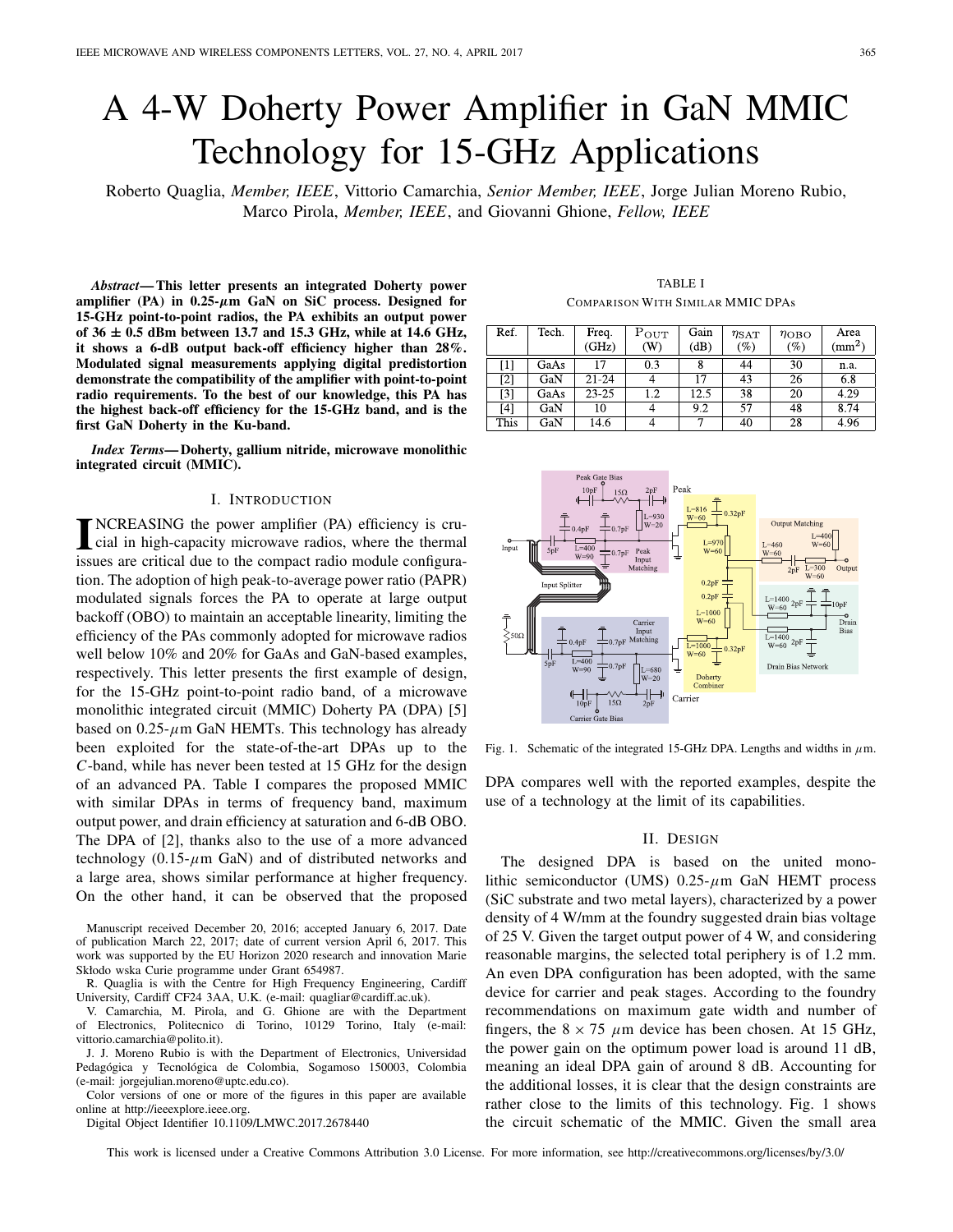# A 4-W Doherty Power Amplifier in GaN MMIC Technology for 15-GHz Applications

Roberto Quaglia, *Member, IEEE*, Vittorio Camarchia, *Senior Member, IEEE*, Jorge Julian Moreno Rubio, Marco Pirola, *Member, IEEE*, and Giovanni Ghione, *Fellow, IEEE*

***Abstract*— This letter presents an integrated Doherty power amplifier (PA) in 0.25-$\mu$m GaN on SiC process. Designed for 15-GHz point-to-point radios, the PA exhibits an output power of 36 ± 0.5 dBm between 13.7 and 15.3 GHz, while at 14.6 GHz, it shows a 6-dB output back-off efficiency higher than 28%. Modulated signal measurements applying digital predistortion demonstrate the compatibility of the amplifier with point-to-point radio requirements. To the best of our knowledge, this PA has the highest back-off efficiency for the 15-GHz band, and is the first GaN Doherty in the Ku-band.**

***Index Terms*— Doherty, gallium nitride, microwave monolithic integrated circuit (MMIC).**

## I. Introduction

INCREASING the power amplifier (PA) efficiency is crucial in high-capacity microwave radios, where the thermal issues are critical due to the compact radio module configuration. The adoption of high peak-to-average power ratio (PAPR) modulated signals forces the PA to operate at large output backoff (OBO) to maintain an acceptable linearity, limiting the efficiency of the PAs commonly adopted for microwave radios well below 10% and 20% for GaAs and GaN-based examples, respectively. This letter presents the first example of design, for the 15-GHz point-to-point radio band, of a microwave monolithic integrated circuit (MMIC) Doherty PA (DPA) [5] based on 0.25-$\mu$m GaN HEMTs. This technology has already been exploited for the state-of-the-art DPAs up to the *C*-band, while has never been tested at 15 GHz for the design of an advanced PA. Table I compares the proposed MMIC with similar DPAs in terms of frequency band, maximum output power, and drain efficiency at saturation and 6-dB OBO. The DPA of [2], thanks also to the use of a more advanced technology (0.15-$\mu$m GaN) and of distributed networks and a large area, shows similar performance at higher frequency. On the other hand, it can be observed that the proposed DPA compares well with the reported examples, despite the use of a technology at the limit of its capabilities.

TABLE I
Comparison With Similar MMIC DPAs

| Ref. | Tech. | Freq. (GHz) | $P_{OUT}$ (W) | Gain (dB) | $\eta_{SAT}$ (%) | $\eta_{OBO}$ (%) | Area ($mm^2$) |
|---|---|---|---|---|---|---|---|
| [1] | GaAs | 17 | 0.3 | 8 | 44 | 30 | n.a. |
| [2] | GaN | 21-24 | 4 | 17 | 43 | 26 | 6.8 |
| [3] | GaAs | 23-25 | 1.2 | 12.5 | 38 | 20 | 4.29 |
| [4] | GaN | 10 | 4 | 9.2 | 57 | 48 | 8.74 |
| This | GaN | 14.6 | 4 | 7 | 40 | 28 | 4.96 |

Peak Gate Bias
10pF
15Ω
2pF
Peak
L=816 W=60
0.32pF
L=930 W=20
0.4pF
0.7pF
Output Matching
L=400 W=60
Input
5pF
L=400 W=90
0.7pF
Peak Input Matching
L=970 W=60
L=460 W=60
2pF
L=300 W=60
Output
Input Splitter
0.2pF
0.2pF
L=1400 W=60
2pF
10pF
Drain Bias
L=1000 W=60
L=1400 W=60
2pF
50Ω
Carrier Input Matching
0.4pF
0.7pF
L=1000 W=60
0.32pF
Drain Bias Network
5pF
L=400 W=90
0.7pF
L=680 W=20
Doherty Combiner
10pF
15Ω
2pF
Carrier
Carrier Gate Bias

Fig. 1. Schematic of the integrated 15-GHz DPA. Lengths and widths in $\mu$m.

## II. Design

The designed DPA is based on the united monolithic semiconductor (UMS) 0.25-$\mu$m GaN HEMT process (SiC substrate and two metal layers), characterized by a power density of 4 W/mm at the foundry suggested drain bias voltage of 25 V. Given the target output power of 4 W, and considering reasonable margins, the selected total periphery is of 1.2 mm. An even DPA configuration has been adopted, with the same device for carrier and peak stages. According to the foundry recommendations on maximum gate width and number of fingers, the 8 × 75 $\mu$m device has been chosen. At 15 GHz, the power gain on the optimum power load is around 11 dB, meaning an ideal DPA gain of around 8 dB. Accounting for the additional losses, it is clear that the design constraints are rather close to the limits of this technology. Fig. 1 shows the circuit schematic of the MMIC. Given the small area

Manuscript received December 20, 2016; accepted January 6, 2017. Date of publication March 22, 2017; date of current version April 6, 2017. This work was supported by the EU Horizon 2020 research and innovation Marie Skłodo wska Curie programme under Grant 654987.

R. Quaglia is with the Centre for High Frequency Engineering, Cardiff University, Cardiff CF24 3AA, U.K. (e-mail: quagliar@cardiff.ac.uk).

V. Camarchia, M. Pirola, and G. Ghione are with the Department of Electronics, Politecnico di Torino, 10129 Torino, Italy (e-mail: vittorio.camarchia@polito.it).

J. J. Moreno Rubio is with the Department of Electronics, Universidad Pedagógica y Tecnológica de Colombia, Sogamoso 150003, Colombia (e-mail: jorgejulian.moreno@uptc.edu.co).

Color versions of one or more of the figures in this paper are available online at http://ieeexplore.ieee.org.

Digital Object Identifier 10.1109/LMWC.2017.2678440

This work is licensed under a Creative Commons Attribution 3.0 License. For more information, see http://creativecommons.org/licenses/by/3.0/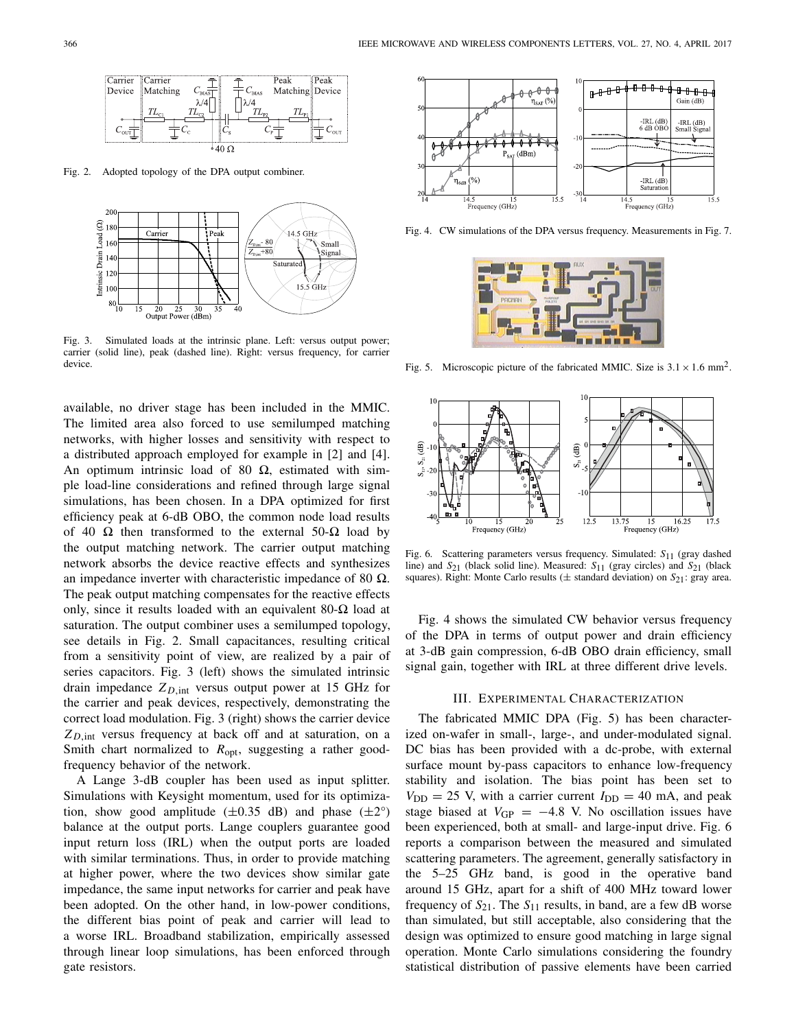Carrier Device
Carrier Matching
$C_{BIAS}$
$\lambda/4$
$TL_{C1}$
$TL_{C2}$
$C_{OUT}$
$C_C$
$C_S$
$C_{BIAS}$
$\lambda/4$
Peak Matching
Peak Device
$TL_{P2}$
$TL_{P1}$
$C_P$
$C_{OUT}$
40 Ω

Fig. 2. Adopted topology of the DPA output combiner.

Intrinsic Drain Load (Ω)
200
180
160
140
120
100
80
Carrier
Peak
10 15 20 25 30 35 40
Output Power (dBm)
$\frac{Z_{D,int} - 80}{Z_{D,int} + 80}$
14.5 GHz
Small Signal
Saturated
15.5 GHz

Fig. 3. Simulated loads at the intrinsic plane. Left: versus output power; carrier (solid line), peak (dashed line). Right: versus frequency, for carrier device.

available, no driver stage has been included in the MMIC. The limited area also forced to use semilumped matching networks, with higher losses and sensitivity with respect to a distributed approach employed for example in [2] and [4]. An optimum intrinsic load of 80 Ω, estimated with simple load-line considerations and refined through large signal simulations, has been chosen. In a DPA optimized for first efficiency peak at 6-dB OBO, the common node load results of 40 Ω then transformed to the external 50-Ω load by the output matching network. The carrier output matching network absorbs the device reactive effects and synthesizes an impedance inverter with characteristic impedance of 80 Ω. The peak output matching compensates for the reactive effects only, since it results loaded with an equivalent 80-Ω load at saturation. The output combiner uses a semilumped topology, see details in Fig. 2. Small capacitances, resulting critical from a sensitivity point of view, are realized by a pair of series capacitors. Fig. 3 (left) shows the simulated intrinsic drain impedance $Z_{D,\text{int}}$ versus output power at 15 GHz for the carrier and peak devices, respectively, demonstrating the correct load modulation. Fig. 3 (right) shows the carrier device $Z_{D,\text{int}}$ versus frequency at back off and at saturation, on a Smith chart normalized to $R_{\text{opt}}$, suggesting a rather good-frequency behavior of the network.

A Lange 3-dB coupler has been used as input splitter. Simulations with Keysight momentum, used for its optimization, show good amplitude (±0.35 dB) and phase (±2°) balance at the output ports. Lange couplers guarantee good input return loss (IRL) when the output ports are loaded with similar terminations. Thus, in order to provide matching at higher power, where the two devices show similar gate impedance, the same input networks for carrier and peak have been adopted. On the other hand, in low-power conditions, the different bias point of peak and carrier will lead to a worse IRL. Broadband stabilization, empirically assessed through linear loop simulations, has been enforced through gate resistors.

60
50
40
30
20
14 14.5 15 15.5
Frequency (GHz)
$\eta_{SAT}$ (%)
$P_{SAT}$ (dBm)
$\eta_{6dB}$ (%)
10
0
-10
-20
-30
14 14.5 15 15.5
Frequency (GHz)
Gain (dB)
-IRL (dB) 6 dB OBO
-IRL (dB) Small Signal
-IRL (dB) Saturation

Fig. 4. CW simulations of the DPA versus frequency. Measurements in Fig. 7.

Fig. 5. Microscopic picture of the fabricated MMIC. Size is $3.1 \times 1.6$ mm$^2$.

$S_{11}$, $S_{21}$ (dB)
10
0
-10
-20
-30
-40
5 10 15 20 25
Frequency (GHz)
$S_{21}$ (dB)
10
5
0
-5
-10
12.5 13.75 15 16.25 17.5
Frequency (GHz)

Fig. 6. Scattering parameters versus frequency. Simulated: $S_{11}$ (gray dashed line) and $S_{21}$ (black solid line). Measured: $S_{11}$ (gray circles) and $S_{21}$ (black squares). Right: Monte Carlo results (± standard deviation) on $S_{21}$: gray area.

Fig. 4 shows the simulated CW behavior versus frequency of the DPA in terms of output power and drain efficiency at 3-dB gain compression, 6-dB OBO drain efficiency, small signal gain, together with IRL at three different drive levels.

## III. Experimental Characterization

The fabricated MMIC DPA (Fig. 5) has been characterized on-wafer in small-, large-, and under-modulated signal. DC bias has been provided with a dc-probe, with external surface mount by-pass capacitors to enhance low-frequency stability and isolation. The bias point has been set to $V_{\text{DD}} = 25$ V, with a carrier current $I_{\text{DD}} = 40$ mA, and peak stage biased at $V_{\text{GP}} = -4.8$ V. No oscillation issues have been experienced, both at small- and large-input drive. Fig. 6 reports a comparison between the measured and simulated scattering parameters. The agreement, generally satisfactory in the 5–25 GHz band, is good in the operative band around 15 GHz, apart for a shift of 400 MHz toward lower frequency of $S_{21}$. The $S_{11}$ results, in band, are a few dB worse than simulated, but still acceptable, also considering that the design was optimized to ensure good matching in large signal operation. Monte Carlo simulations considering the foundry statistical distribution of passive elements have been carried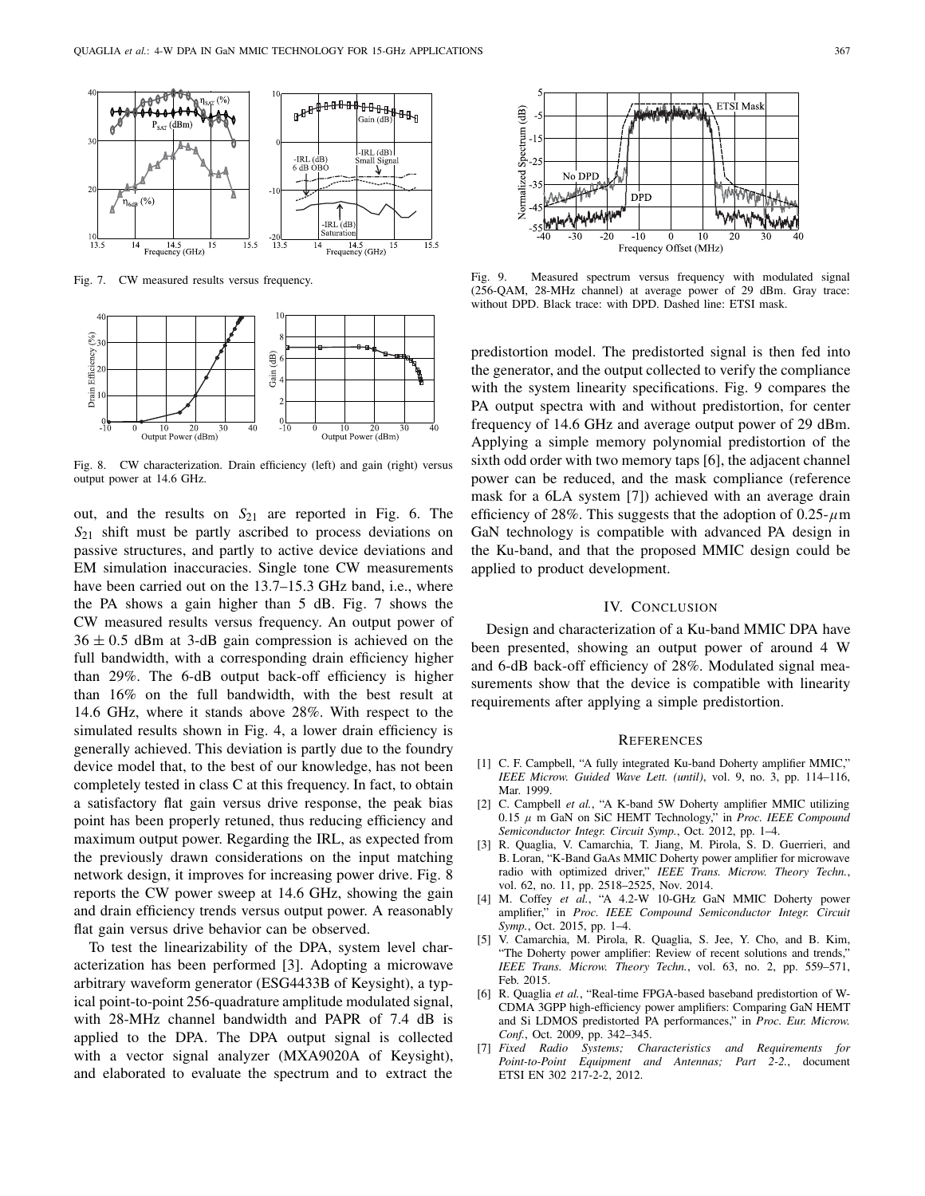40

$\eta_{SAT}$ (%)

$P_{SAT}$ (dBm)

30

20

$\eta_{6dB}$ (%)

10

13.5 14 14.5 15 15.5

Frequency (GHz)

10

Gain (dB)

0

-IRL (dB) 6 dB OBO

-IRL (dB) Small Signal

-10

-IRL (dB) Saturation

-20

13.5 14 14.5 15 15.5

Frequency (GHz)

Fig. 7. CW measured results versus frequency.

40

30

20

10

0

Drain Efficiency (%)

-10 0 10 20 30 40

Output Power (dBm)

10

8

6

4

2

0

Gain (dB)

-10 0 10 20 30 40

Output Power (dBm)

Fig. 8. CW characterization. Drain efficiency (left) and gain (right) versus output power at 14.6 GHz.

out, and the results on $S_{21}$ are reported in Fig. 6. The $S_{21}$ shift must be partly ascribed to process deviations on passive structures, and partly to active device deviations and EM simulation inaccuracies. Single tone CW measurements have been carried out on the 13.7–15.3 GHz band, i.e., where the PA shows a gain higher than 5 dB. Fig. 7 shows the CW measured results versus frequency. An output power of $36 \pm 0.5$ dBm at 3-dB gain compression is achieved on the full bandwidth, with a corresponding drain efficiency higher than 29%. The 6-dB output back-off efficiency is higher than 16% on the full bandwidth, with the best result at 14.6 GHz, where it stands above 28%. With respect to the simulated results shown in Fig. 4, a lower drain efficiency is generally achieved. This deviation is partly due to the foundry device model that, to the best of our knowledge, has not been completely tested in class C at this frequency. In fact, to obtain a satisfactory flat gain versus drive response, the peak bias point has been properly retuned, thus reducing efficiency and maximum output power. Regarding the IRL, as expected from the previously drawn considerations on the input matching network design, it improves for increasing power drive. Fig. 8 reports the CW power sweep at 14.6 GHz, showing the gain and drain efficiency trends versus output power. A reasonably flat gain versus drive behavior can be observed.

To test the linearizability of the DPA, system level characterization has been performed [3]. Adopting a microwave arbitrary waveform generator (ESG4433B of Keysight), a typical point-to-point 256-quadrature amplitude modulated signal, with 28-MHz channel bandwidth and PAPR of 7.4 dB is applied to the DPA. The DPA output signal is collected with a vector signal analyzer (MXA9020A of Keysight), and elaborated to evaluate the spectrum and to extract the

5

-5

-15

-25

-35

-45

-55

Normalized Spectrum (dB)

ETSI Mask

No DPD

DPD

-40 -30 -20 -10 0 10 20 30 40

Frequency Offset (MHz)

Fig. 9. Measured spectrum versus frequency with modulated signal (256-QAM, 28-MHz channel) at average power of 29 dBm. Gray trace: without DPD. Black trace: with DPD. Dashed line: ETSI mask.

predistortion model. The predistorted signal is then fed into the generator, and the output collected to verify the compliance with the system linearity specifications. Fig. 9 compares the PA output spectra with and without predistortion, for center frequency of 14.6 GHz and average output power of 29 dBm. Applying a simple memory polynomial predistortion of the sixth odd order with two memory taps [6], the adjacent channel power can be reduced, and the mask compliance (reference mask for a 6LA system [7]) achieved with an average drain efficiency of 28%. This suggests that the adoption of 0.25-$\mu$m GaN technology is compatible with advanced PA design in the Ku-band, and that the proposed MMIC design could be applied to product development.

## IV. Conclusion

Design and characterization of a Ku-band MMIC DPA have been presented, showing an output power of around 4 W and 6-dB back-off efficiency of 28%. Modulated signal measurements show that the device is compatible with linearity requirements after applying a simple predistortion.

## References

[1] C. F. Campbell, "A fully integrated Ku-band Doherty amplifier MMIC," *IEEE Microw. Guided Wave Lett. (until)*, vol. 9, no. 3, pp. 114–116, Mar. 1999.

[2] C. Campbell *et al.*, "A K-band 5W Doherty amplifier MMIC utilizing 0.15 $\mu$ m GaN on SiC HEMT Technology," in *Proc. IEEE Compound Semiconductor Integr. Circuit Symp.*, Oct. 2012, pp. 1–4.

[3] R. Quaglia, V. Camarchia, T. Jiang, M. Pirola, S. D. Guerrieri, and B. Loran, "K-Band GaAs MMIC Doherty power amplifier for microwave radio with optimized driver," *IEEE Trans. Microw. Theory Techn.*, vol. 62, no. 11, pp. 2518–2525, Nov. 2014.

[4] M. Coffey *et al.*, "A 4.2-W 10-GHz GaN MMIC Doherty power amplifier," in *Proc. IEEE Compound Semiconductor Integr. Circuit Symp.*, Oct. 2015, pp. 1–4.

[5] V. Camarchia, M. Pirola, R. Quaglia, S. Jee, Y. Cho, and B. Kim, "The Doherty power amplifier: Review of recent solutions and trends," *IEEE Trans. Microw. Theory Techn.*, vol. 63, no. 2, pp. 559–571, Feb. 2015.

[6] R. Quaglia *et al.*, "Real-time FPGA-based baseband predistortion of W-CDMA 3GPP high-efficiency power amplifiers: Comparing GaN HEMT and Si LDMOS predistorted PA performances," in *Proc. Eur. Microw. Conf.*, Oct. 2009, pp. 342–345.

[7] *Fixed Radio Systems; Characteristics and Requirements for Point-to-Point Equipment and Antennas; Part 2-2.*, document ETSI EN 302 217-2-2, 2012.